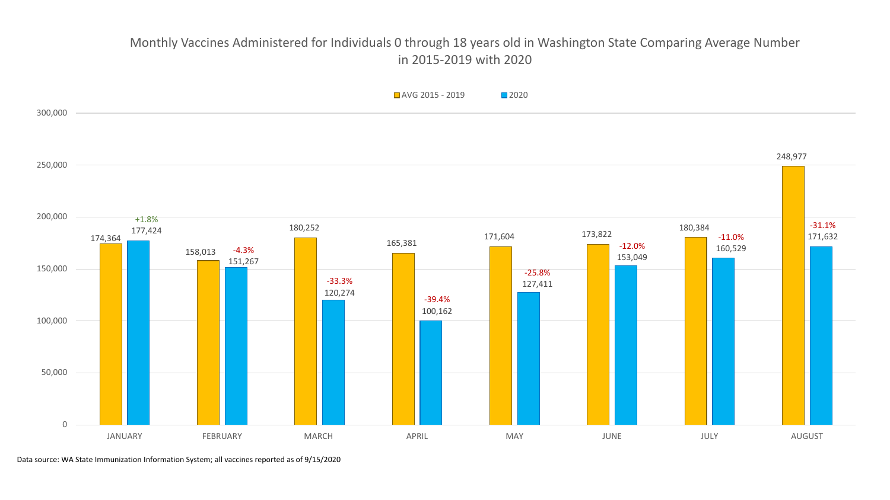# Monthly Vaccines Administered for Individuals 0 through 18 years old in Washington State Comparing Average Number in 2015-2019 with 2020

| Month | AVG 2015 - 2019 | 2020 | Change |
|---|---|---|---|
| JANUARY | 174,364 | 177,424 | +1.8% |
| FEBRUARY | 158,013 | 151,267 | -4.3% |
| MARCH | 180,252 | 120,274 | -33.3% |
| APRIL | 165,381 | 100,162 | -39.4% |
| MAY | 171,604 | 127,411 | -25.8% |
| JUNE | 173,822 | 153,049 | -12.0% |
| JULY | 180,384 | 160,529 | -11.0% |
| AUGUST | 248,977 | 171,632 | -31.1% |

Data source: WA State Immunization Information System; all vaccines reported as of 9/15/2020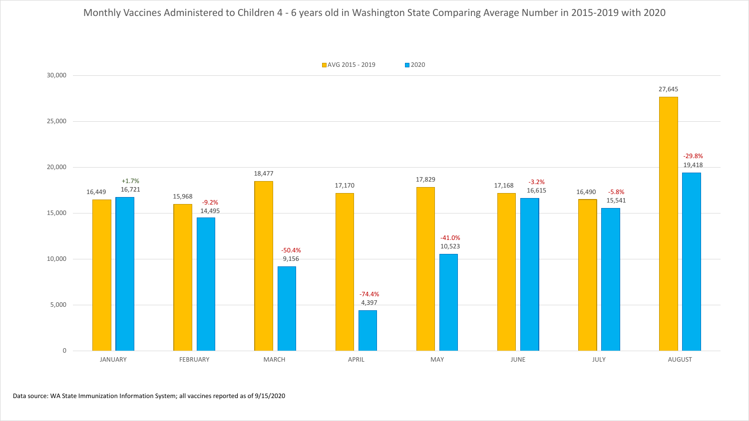# Monthly Vaccines Administered to Children 4 - 6 years old in Washington State Comparing Average Number in 2015-2019 with 2020

| Month | AVG 2015 - 2019 | 2020 | % Change |
|---|---|---|---|
| JANUARY | 16,449 | 16,721 | +1.7% |
| FEBRUARY | 15,968 | 14,495 | -9.2% |
| MARCH | 18,477 | 9,156 | -50.4% |
| APRIL | 17,170 | 4,397 | -74.4% |
| MAY | 17,829 | 10,523 | -41.0% |
| JUNE | 17,168 | 16,615 | -3.2% |
| JULY | 16,490 | 15,541 | -5.8% |
| AUGUST | 27,645 | 19,418 | -29.8% |

Data source: WA State Immunization Information System; all vaccines reported as of 9/15/2020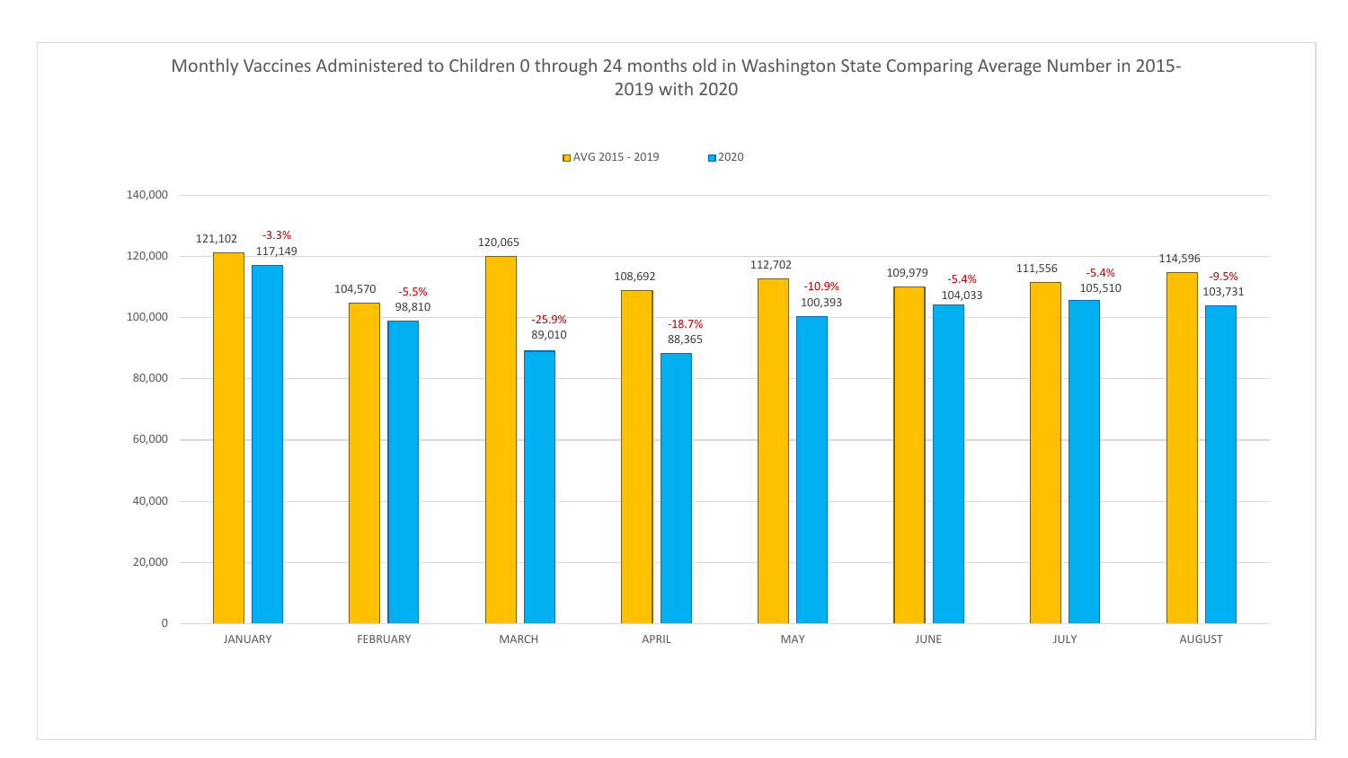# Monthly Vaccines Administered to Children 0 through 24 months old in Washington State Comparing Average Number in 2015-2019 with 2020

| Month | AVG 2015 - 2019 | 2020 | % Change |
|---|---|---|---|
| JANUARY | 121,102 | 117,149 | -3.3% |
| FEBRUARY | 104,570 | 98,810 | -5.5% |
| MARCH | 120,065 | 89,010 | -25.9% |
| APRIL | 108,692 | 88,365 | -18.7% |
| MAY | 112,702 | 100,393 | -10.9% |
| JUNE | 109,979 | 104,033 | -5.4% |
| JULY | 111,556 | 105,510 | -5.4% |
| AUGUST | 114,596 | 103,731 | -9.5% |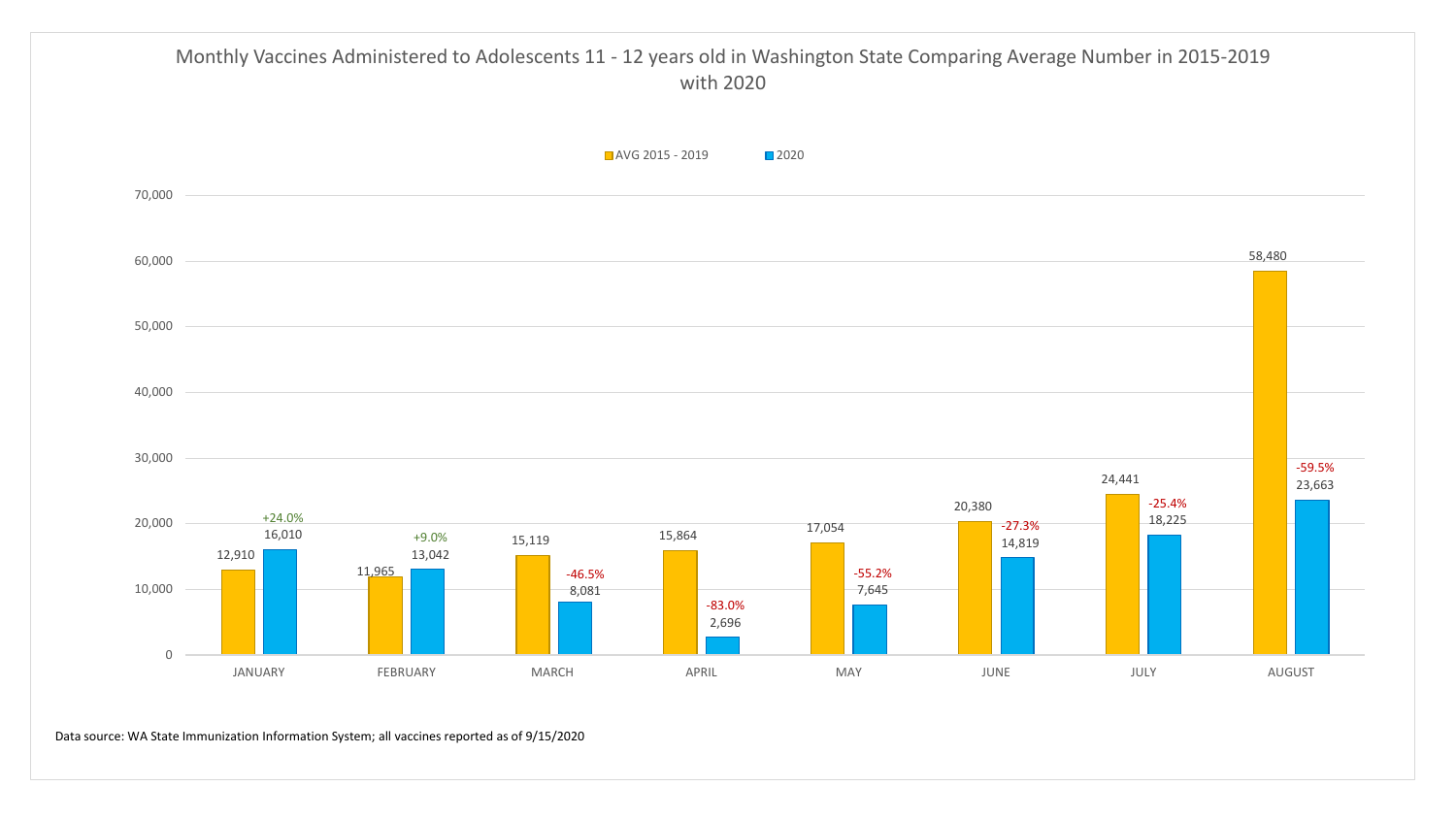# Monthly Vaccines Administered to Adolescents 11 - 12 years old in Washington State Comparing Average Number in 2015-2019 with 2020

| Month | AVG 2015 - 2019 | 2020 | % Change |
| --- | --- | --- | --- |
| JANUARY | 12,910 | 16,010 | +24.0% |
| FEBRUARY | 11,965 | 13,042 | +9.0% |
| MARCH | 15,119 | 8,081 | -46.5% |
| APRIL | 15,864 | 2,696 | -83.0% |
| MAY | 17,054 | 7,645 | -55.2% |
| JUNE | 20,380 | 14,819 | -27.3% |
| JULY | 24,441 | 18,225 | -25.4% |
| AUGUST | 58,480 | 23,663 | -59.5% |

Data source: WA State Immunization Information System; all vaccines reported as of 9/15/2020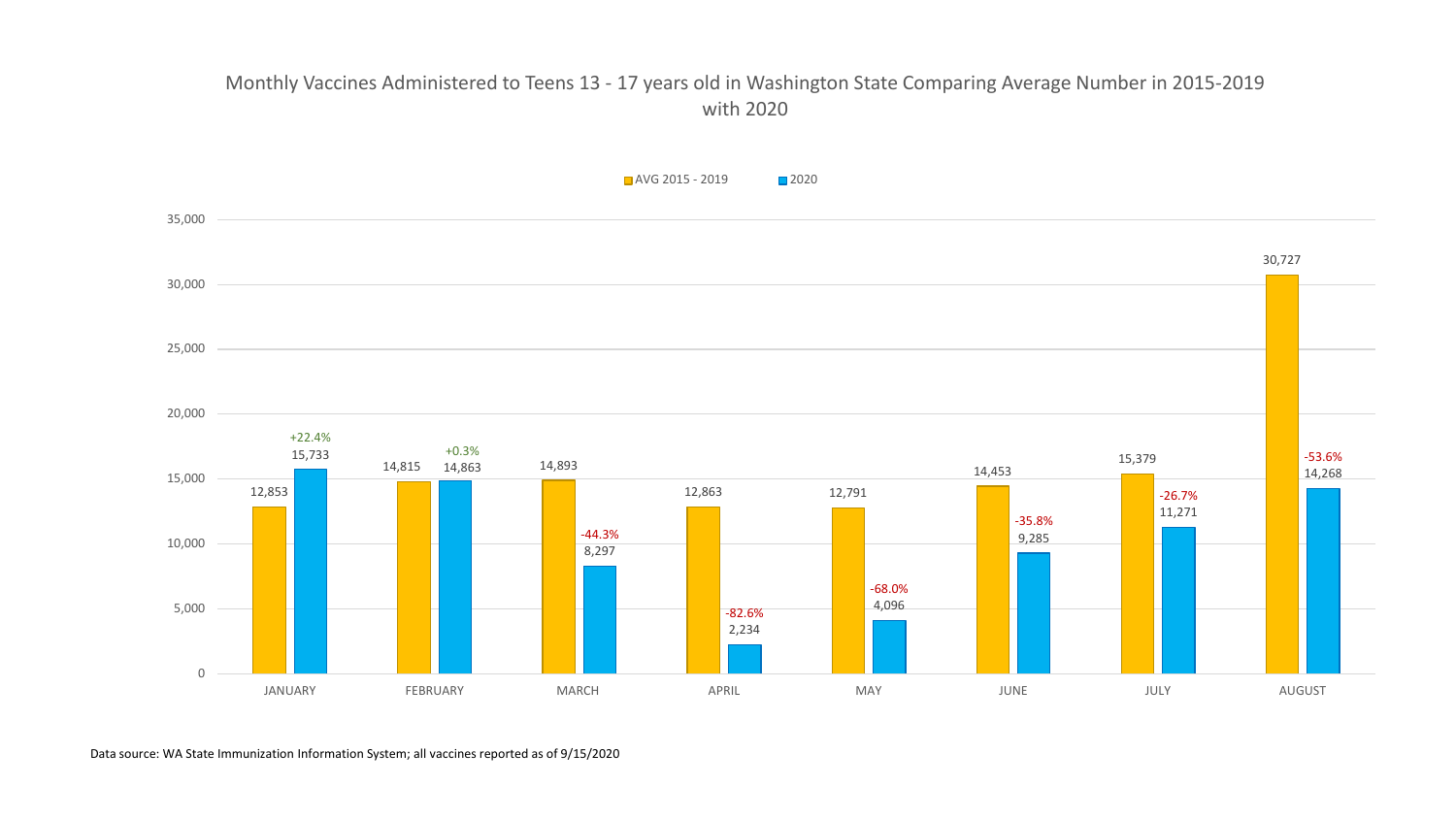Monthly Vaccines Administered to Teens 13 - 17 years old in Washington State Comparing Average Number in 2015-2019 with 2020

AVG 2015 - 2019
2020

35,000
30,000
25,000
20,000
15,000
10,000
5,000
0

JANUARY
12,853
+22.4%
15,733

FEBRUARY
14,815
+0.3%
14,863

MARCH
14,893
-44.3%
8,297

APRIL
12,863
-82.6%
2,234

MAY
12,791
-68.0%
4,096

JUNE
14,453
-35.8%
9,285

JULY
15,379
-26.7%
11,271

AUGUST
30,727
-53.6%
14,268

Data source: WA State Immunization Information System; all vaccines reported as of 9/15/2020